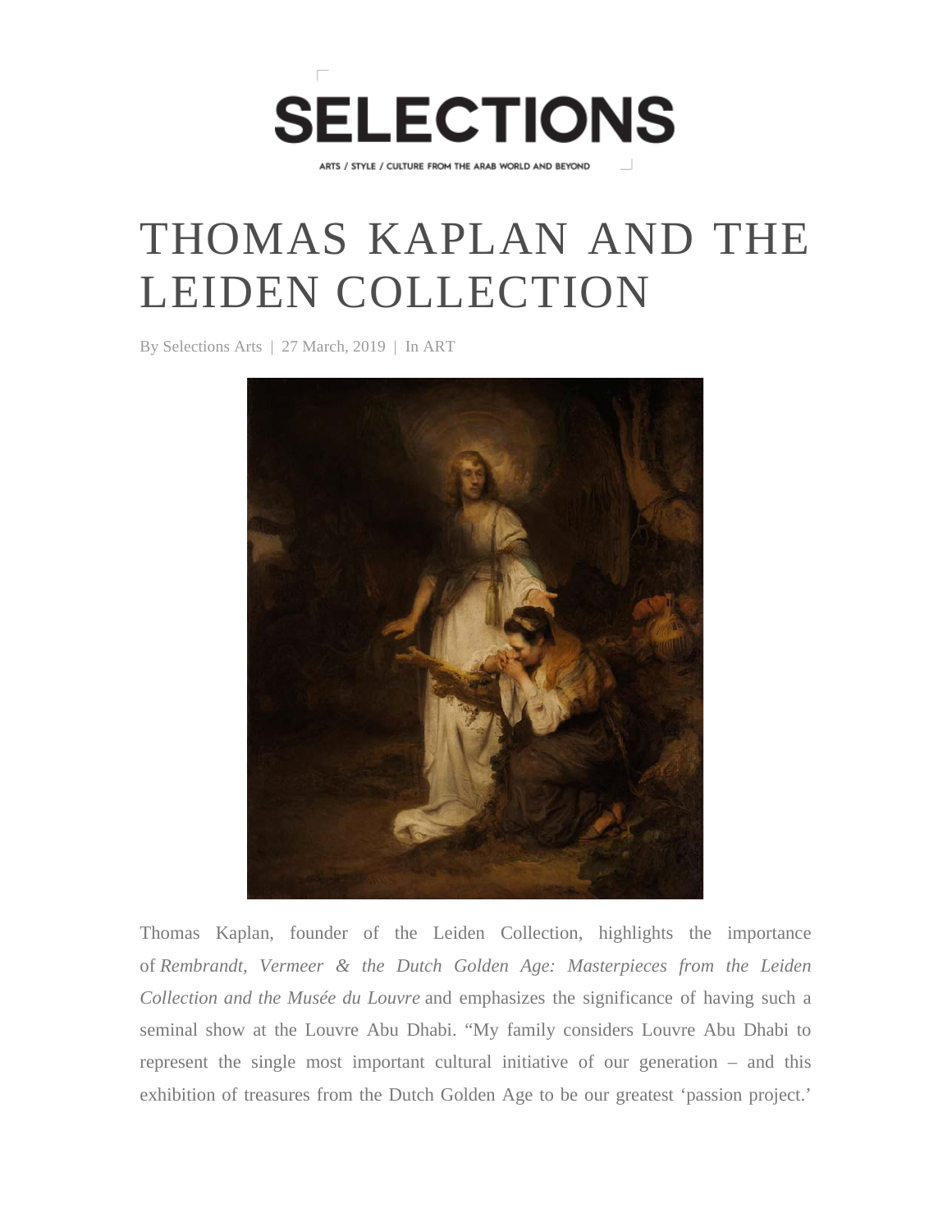# THOMAS KAPLAN AND THE LEIDEN COLLECTION

By Selections Arts | 27 March, 2019 | In ART

Thomas Kaplan, founder of the Leiden Collection, highlights the importance of *Rembrandt, Vermeer & the Dutch Golden Age: Masterpieces from the Leiden Collection and the Musée du Louvre* and emphasizes the significance of having such a seminal show at the Louvre Abu Dhabi. "My family considers Louvre Abu Dhabi to represent the single most important cultural initiative of our generation – and this exhibition of treasures from the Dutch Golden Age to be our greatest 'passion project.'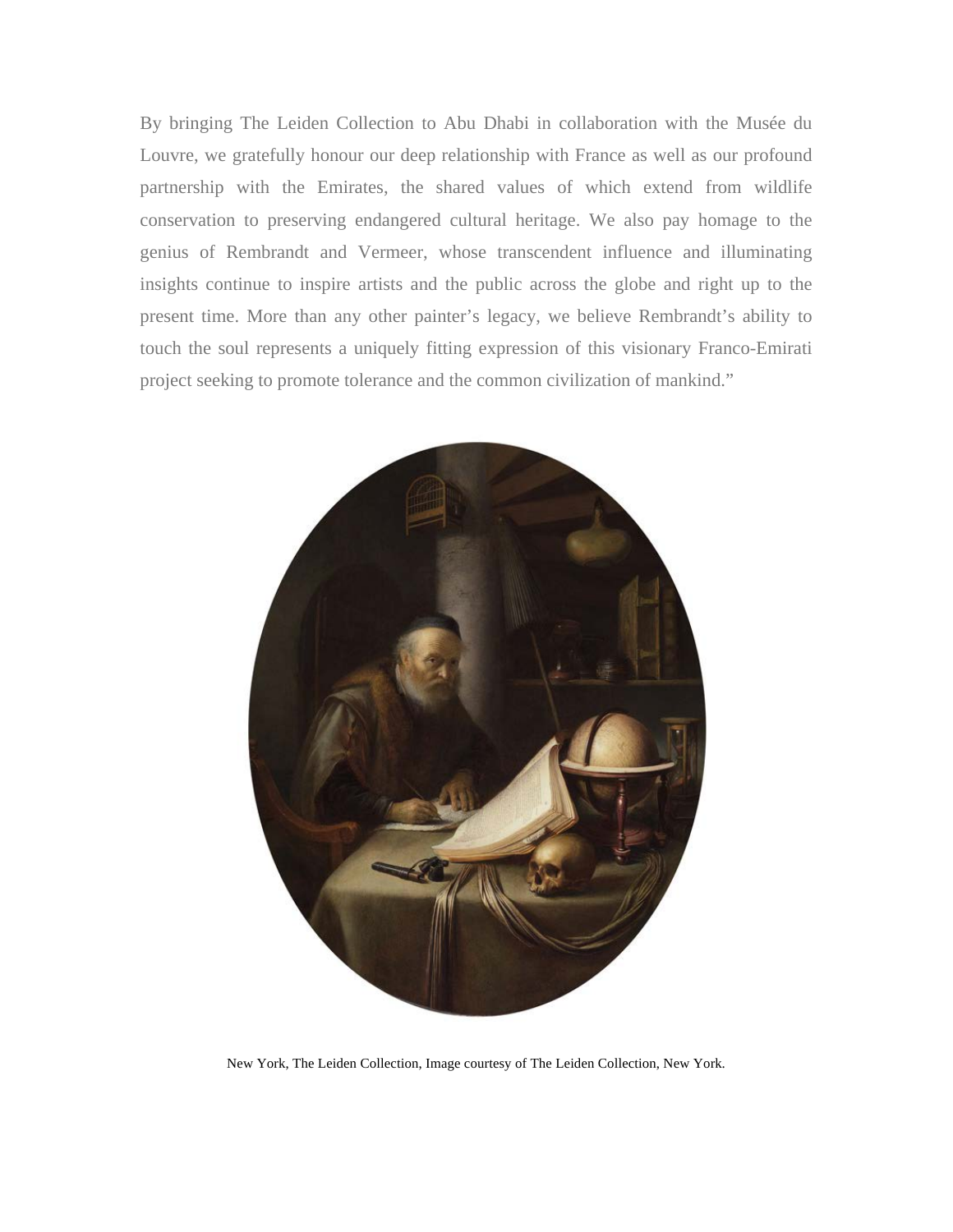By bringing The Leiden Collection to Abu Dhabi in collaboration with the Musée du Louvre, we gratefully honour our deep relationship with France as well as our profound partnership with the Emirates, the shared values of which extend from wildlife conservation to preserving endangered cultural heritage. We also pay homage to the genius of Rembrandt and Vermeer, whose transcendent influence and illuminating insights continue to inspire artists and the public across the globe and right up to the present time. More than any other painter's legacy, we believe Rembrandt's ability to touch the soul represents a uniquely fitting expression of this visionary Franco-Emirati project seeking to promote tolerance and the common civilization of mankind."

New York, The Leiden Collection, Image courtesy of The Leiden Collection, New York.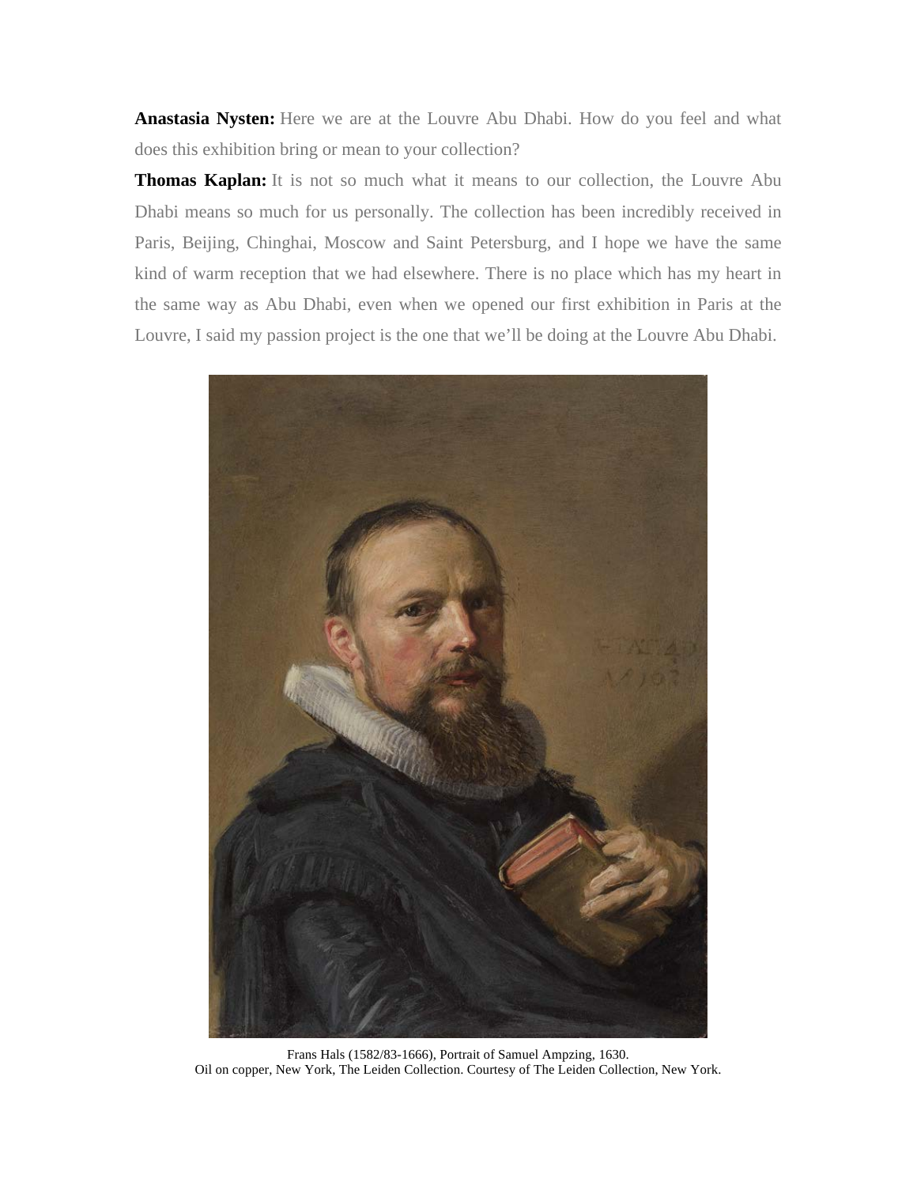**Anastasia Nysten:** Here we are at the Louvre Abu Dhabi. How do you feel and what does this exhibition bring or mean to your collection?

**Thomas Kaplan:** It is not so much what it means to our collection, the Louvre Abu Dhabi means so much for us personally. The collection has been incredibly received in Paris, Beijing, Chinghai, Moscow and Saint Petersburg, and I hope we have the same kind of warm reception that we had elsewhere. There is no place which has my heart in the same way as Abu Dhabi, even when we opened our first exhibition in Paris at the Louvre, I said my passion project is the one that we'll be doing at the Louvre Abu Dhabi.

Frans Hals (1582/83-1666), Portrait of Samuel Ampzing, 1630.
Oil on copper, New York, The Leiden Collection. Courtesy of The Leiden Collection, New York.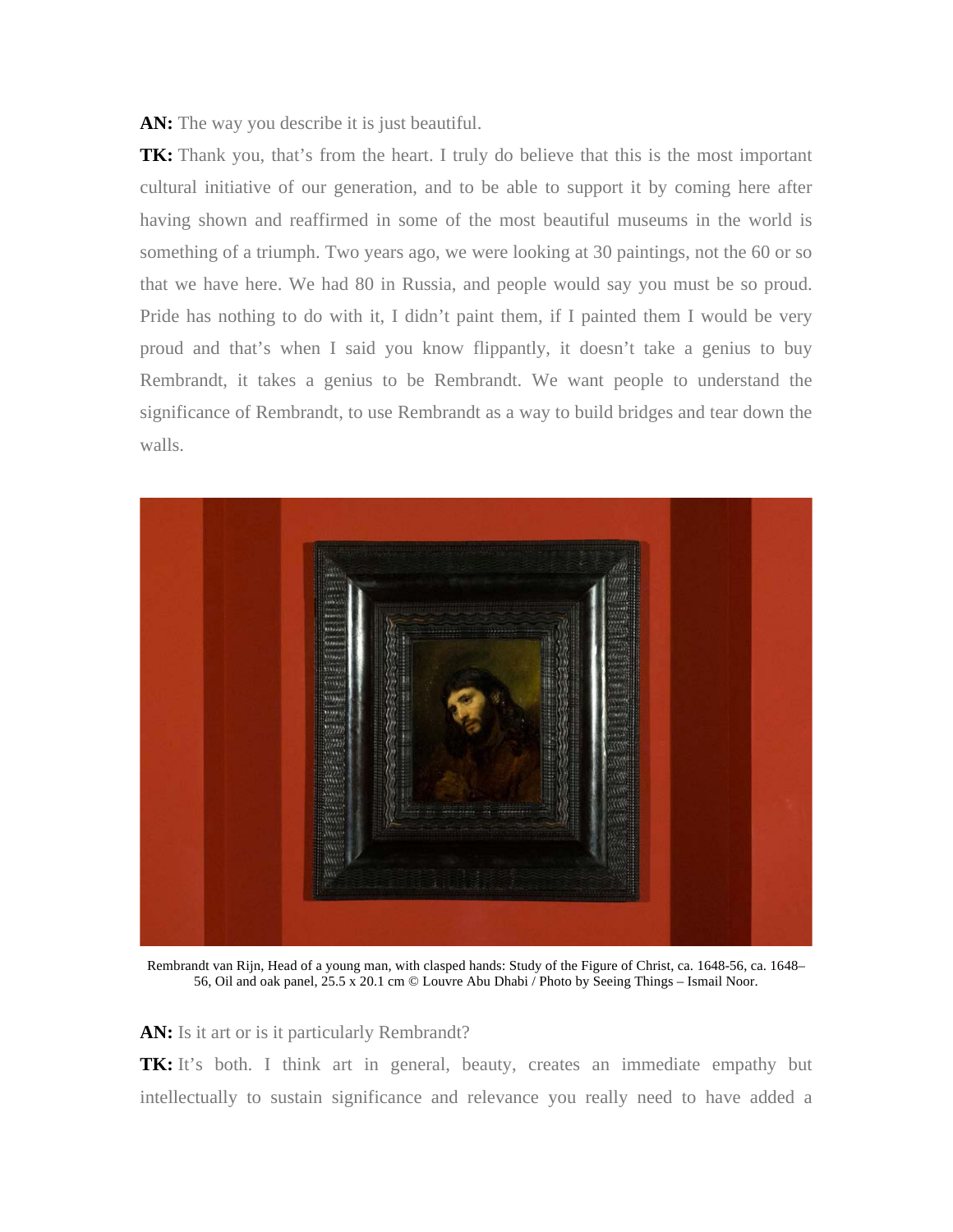**AN:** The way you describe it is just beautiful.

**TK:** Thank you, that's from the heart. I truly do believe that this is the most important cultural initiative of our generation, and to be able to support it by coming here after having shown and reaffirmed in some of the most beautiful museums in the world is something of a triumph. Two years ago, we were looking at 30 paintings, not the 60 or so that we have here. We had 80 in Russia, and people would say you must be so proud. Pride has nothing to do with it, I didn't paint them, if I painted them I would be very proud and that's when I said you know flippantly, it doesn't take a genius to buy Rembrandt, it takes a genius to be Rembrandt. We want people to understand the significance of Rembrandt, to use Rembrandt as a way to build bridges and tear down the walls.

Rembrandt van Rijn, Head of a young man, with clasped hands: Study of the Figure of Christ, ca. 1648-56, ca. 1648–56, Oil and oak panel, 25.5 x 20.1 cm © Louvre Abu Dhabi / Photo by Seeing Things – Ismail Noor.

**AN:** Is it art or is it particularly Rembrandt?

**TK:** It's both. I think art in general, beauty, creates an immediate empathy but intellectually to sustain significance and relevance you really need to have added a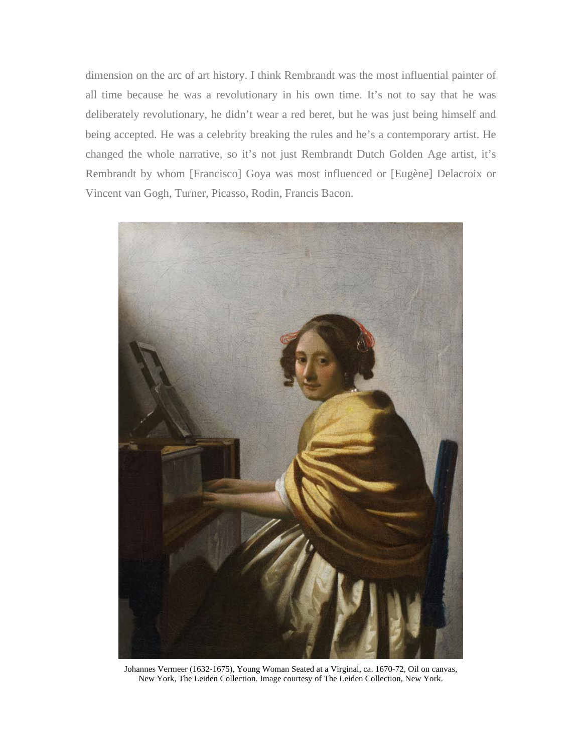dimension on the arc of art history. I think Rembrandt was the most influential painter of all time because he was a revolutionary in his own time. It's not to say that he was deliberately revolutionary, he didn't wear a red beret, but he was just being himself and being accepted. He was a celebrity breaking the rules and he's a contemporary artist. He changed the whole narrative, so it's not just Rembrandt Dutch Golden Age artist, it's Rembrandt by whom [Francisco] Goya was most influenced or [Eugène] Delacroix or Vincent van Gogh, Turner, Picasso, Rodin, Francis Bacon.

Johannes Vermeer (1632-1675), Young Woman Seated at a Virginal, ca. 1670-72, Oil on canvas, New York, The Leiden Collection. Image courtesy of The Leiden Collection, New York.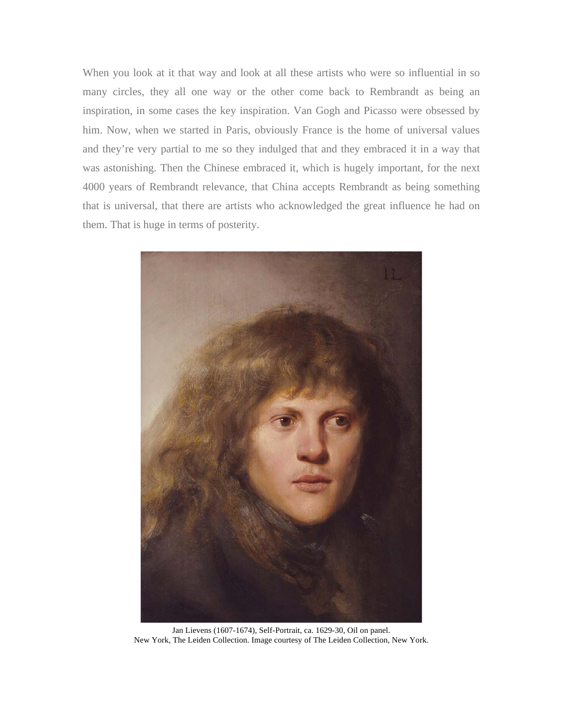When you look at it that way and look at all these artists who were so influential in so many circles, they all one way or the other come back to Rembrandt as being an inspiration, in some cases the key inspiration. Van Gogh and Picasso were obsessed by him. Now, when we started in Paris, obviously France is the home of universal values and they're very partial to me so they indulged that and they embraced it in a way that was astonishing. Then the Chinese embraced it, which is hugely important, for the next 4000 years of Rembrandt relevance, that China accepts Rembrandt as being something that is universal, that there are artists who acknowledged the great influence he had on them. That is huge in terms of posterity.

Jan Lievens (1607-1674), Self-Portrait, ca. 1629-30, Oil on panel.
New York, The Leiden Collection. Image courtesy of The Leiden Collection, New York.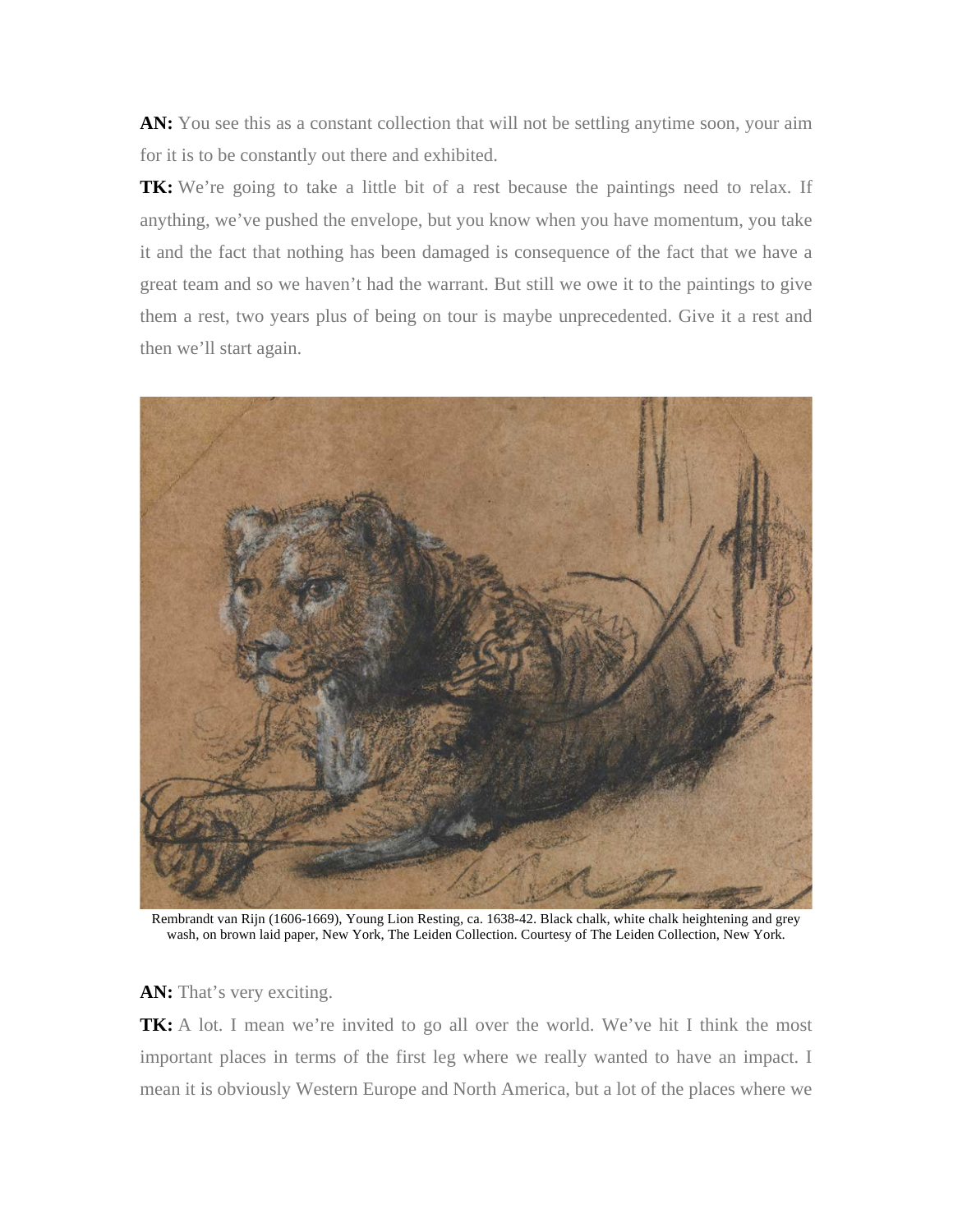**AN:** You see this as a constant collection that will not be settling anytime soon, your aim for it is to be constantly out there and exhibited.

**TK:** We're going to take a little bit of a rest because the paintings need to relax. If anything, we've pushed the envelope, but you know when you have momentum, you take it and the fact that nothing has been damaged is consequence of the fact that we have a great team and so we haven't had the warrant. But still we owe it to the paintings to give them a rest, two years plus of being on tour is maybe unprecedented. Give it a rest and then we'll start again.

Rembrandt van Rijn (1606-1669), Young Lion Resting, ca. 1638-42. Black chalk, white chalk heightening and grey wash, on brown laid paper, New York, The Leiden Collection. Courtesy of The Leiden Collection, New York.

**AN:** That's very exciting.

**TK:** A lot. I mean we're invited to go all over the world. We've hit I think the most important places in terms of the first leg where we really wanted to have an impact. I mean it is obviously Western Europe and North America, but a lot of the places where we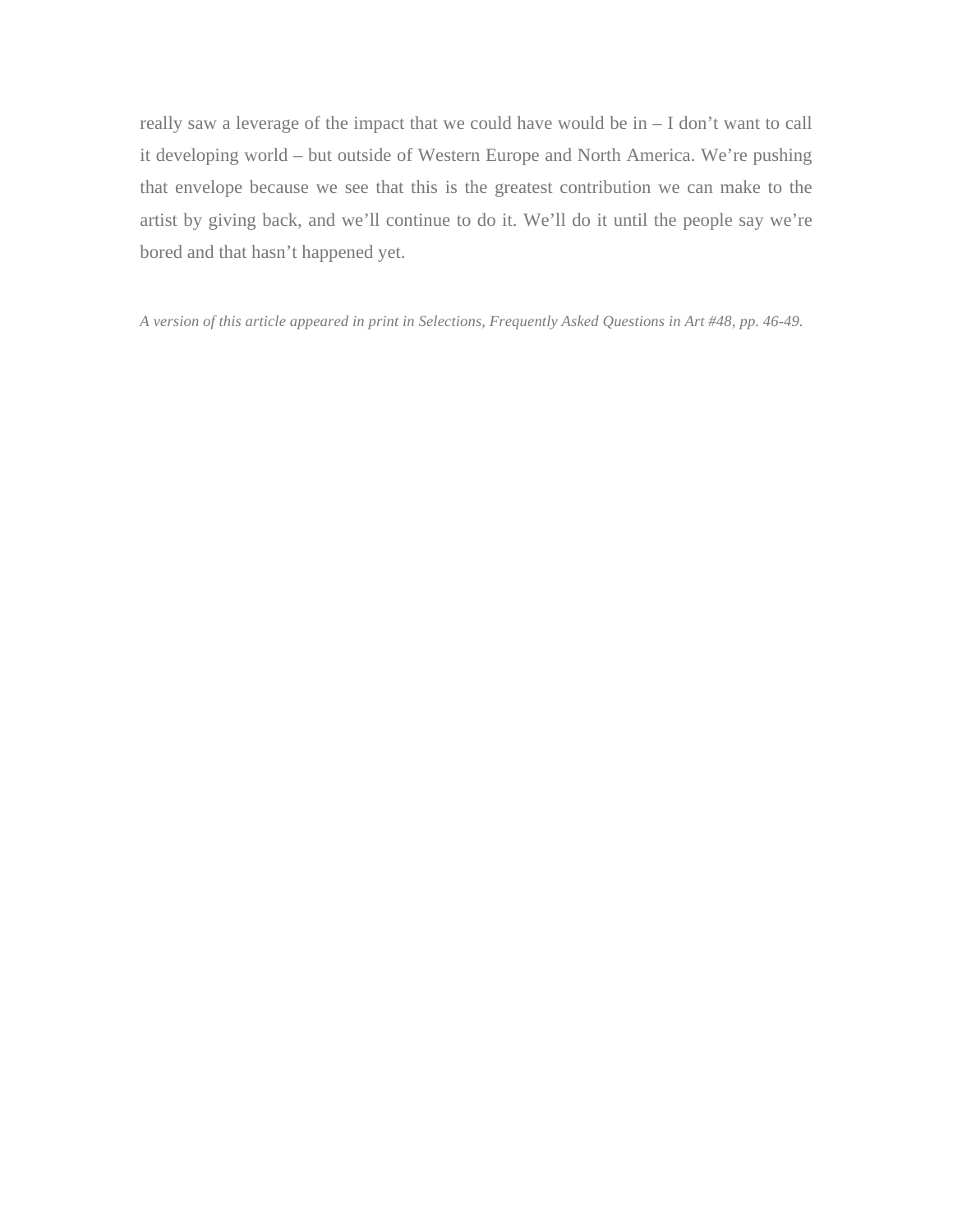really saw a leverage of the impact that we could have would be in – I don't want to call it developing world – but outside of Western Europe and North America. We're pushing that envelope because we see that this is the greatest contribution we can make to the artist by giving back, and we'll continue to do it. We'll do it until the people say we're bored and that hasn't happened yet.

*A version of this article appeared in print in Selections, Frequently Asked Questions in Art #48, pp. 46-49.*